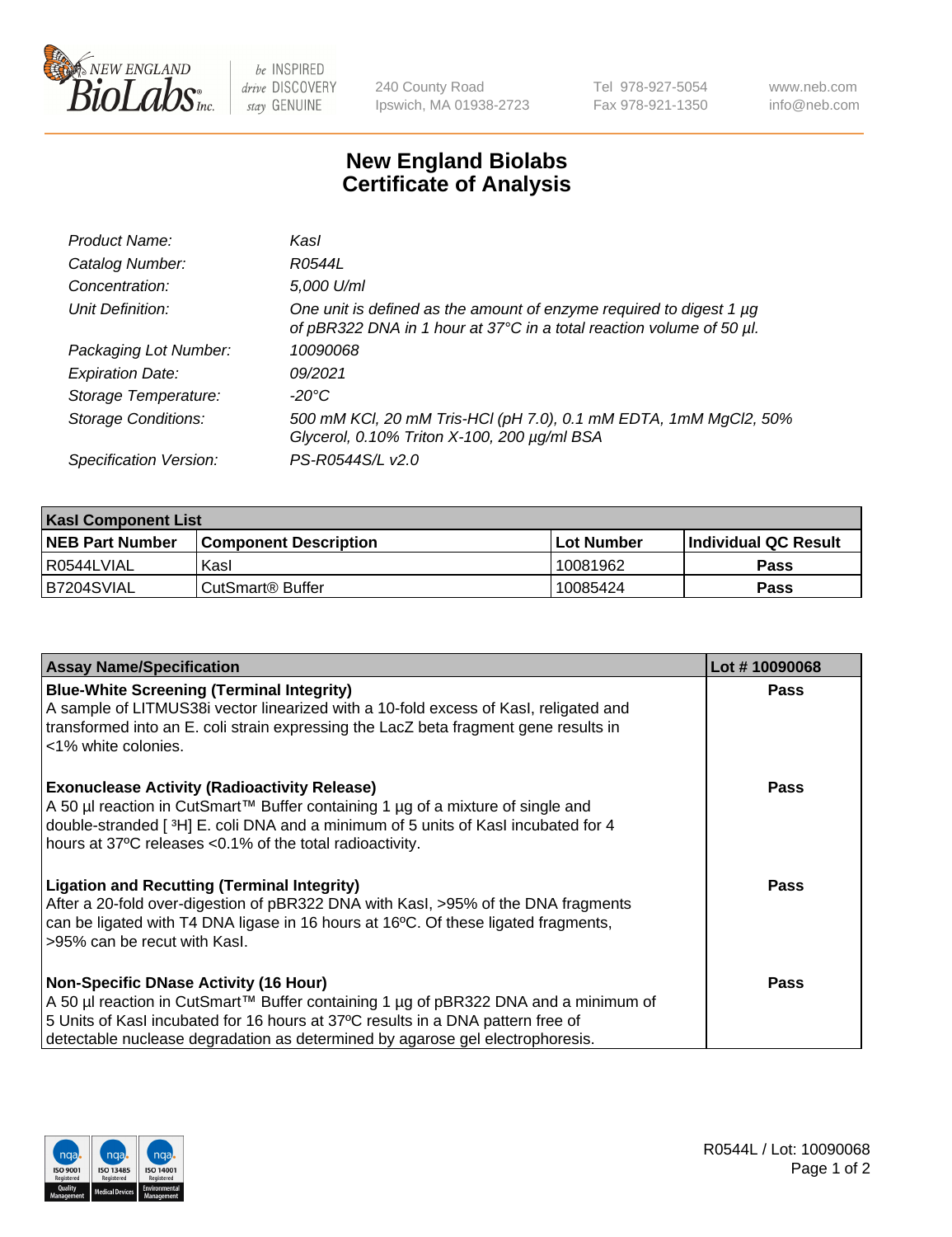New England BioLabs Inc. — be INSPIRED drive DISCOVERY stay GENUINE

240 County Road
Ipswich, MA 01938-2723

Tel 978-927-5054
Fax 978-921-1350

www.neb.com
info@neb.com

# New England Biolabs Certificate of Analysis

| | |
|---|---|
| *Product Name:* | *KasI* |
| *Catalog Number:* | *R0544L* |
| *Concentration:* | *5,000 U/ml* |
| *Unit Definition:* | *One unit is defined as the amount of enzyme required to digest 1 µg of pBR322 DNA in 1 hour at 37°C in a total reaction volume of 50 µl.* |
| *Packaging Lot Number:* | *10090068* |
| *Expiration Date:* | *09/2021* |
| *Storage Temperature:* | *-20°C* |
| *Storage Conditions:* | *500 mM KCl, 20 mM Tris-HCl (pH 7.0), 0.1 mM EDTA, 1mM MgCl2, 50% Glycerol, 0.10% Triton X-100, 200 µg/ml BSA* |
| *Specification Version:* | *PS-R0544S/L v2.0* |

| KasI Component List | | | |
|---|---|---|---|
| **NEB Part Number** | **Component Description** | **Lot Number** | **Individual QC Result** |
| R0544LVIAL | KasI | 10081962 | **Pass** |
| B7204SVIAL | CutSmart® Buffer | 10085424 | **Pass** |

| Assay Name/Specification | Lot # 10090068 |
|---|---|
| **Blue-White Screening (Terminal Integrity)** A sample of LITMUS38i vector linearized with a 10-fold excess of KasI, religated and transformed into an E. coli strain expressing the LacZ beta fragment gene results in <1% white colonies. | **Pass** |
| **Exonuclease Activity (Radioactivity Release)** A 50 µl reaction in CutSmart™ Buffer containing 1 µg of a mixture of single and double-stranded [ $^{3}$H] E. coli DNA and a minimum of 5 units of KasI incubated for 4 hours at 37ºC releases <0.1% of the total radioactivity. | **Pass** |
| **Ligation and Recutting (Terminal Integrity)** After a 20-fold over-digestion of pBR322 DNA with KasI, >95% of the DNA fragments can be ligated with T4 DNA ligase in 16 hours at 16ºC. Of these ligated fragments, >95% can be recut with KasI. | **Pass** |
| **Non-Specific DNase Activity (16 Hour)** A 50 µl reaction in CutSmart™ Buffer containing 1 µg of pBR322 DNA and a minimum of 5 Units of KasI incubated for 16 hours at 37ºC results in a DNA pattern free of detectable nuclease degradation as determined by agarose gel electrophoresis. | **Pass** |

R0544L / Lot: 10090068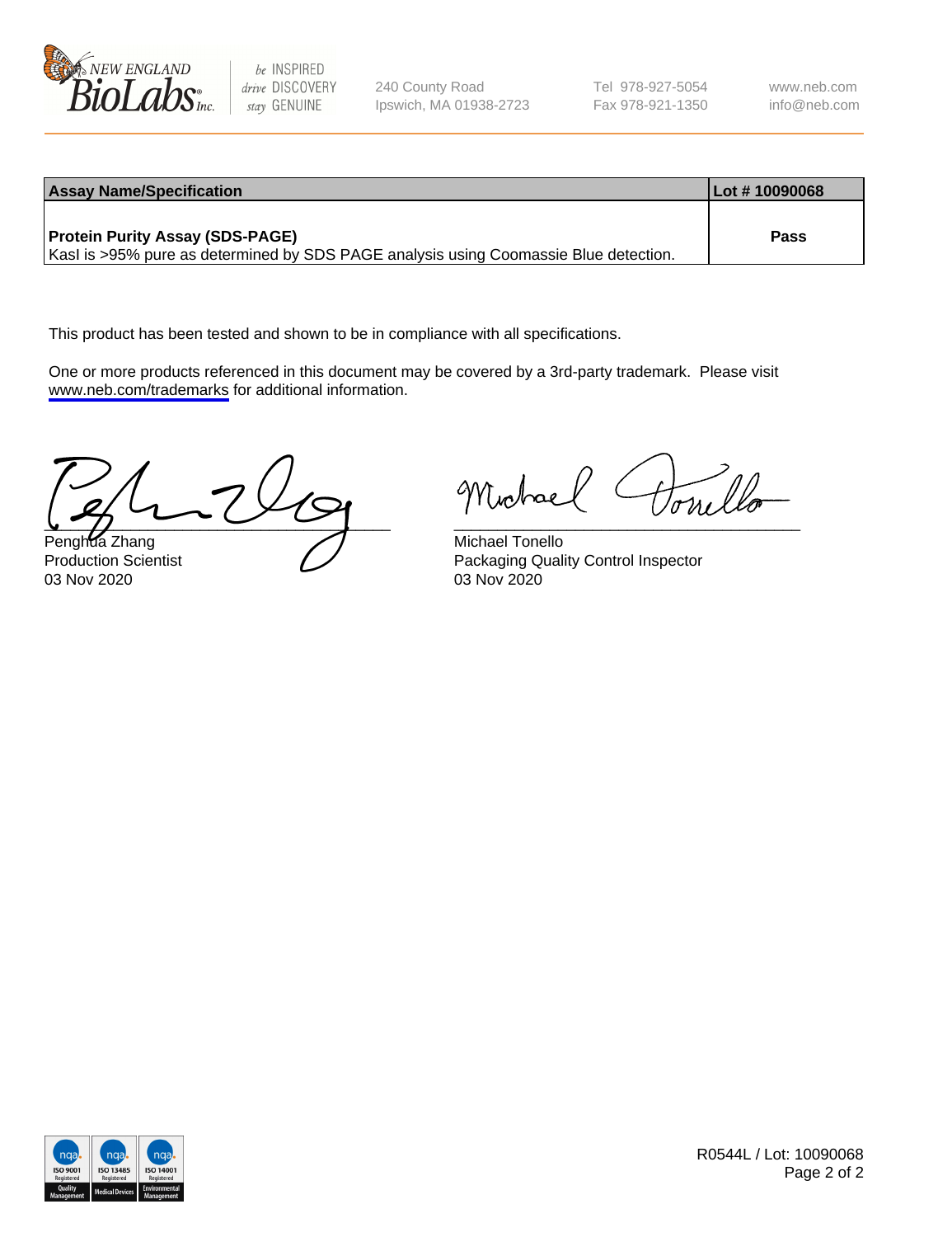| Assay Name/Specification | Lot # 10090068 |
| --- | --- |
| **Protein Purity Assay (SDS-PAGE)**<br>KasI is >95% pure as determined by SDS PAGE analysis using Coomassie Blue detection. | **Pass** |

This product has been tested and shown to be in compliance with all specifications.

One or more products referenced in this document may be covered by a 3rd-party trademark. Please visit www.neb.com/trademarks for additional information.

Penghua Zhang
Production Scientist
03 Nov 2020

Michael Tonello
Packaging Quality Control Inspector
03 Nov 2020

R0544L / Lot: 10090068